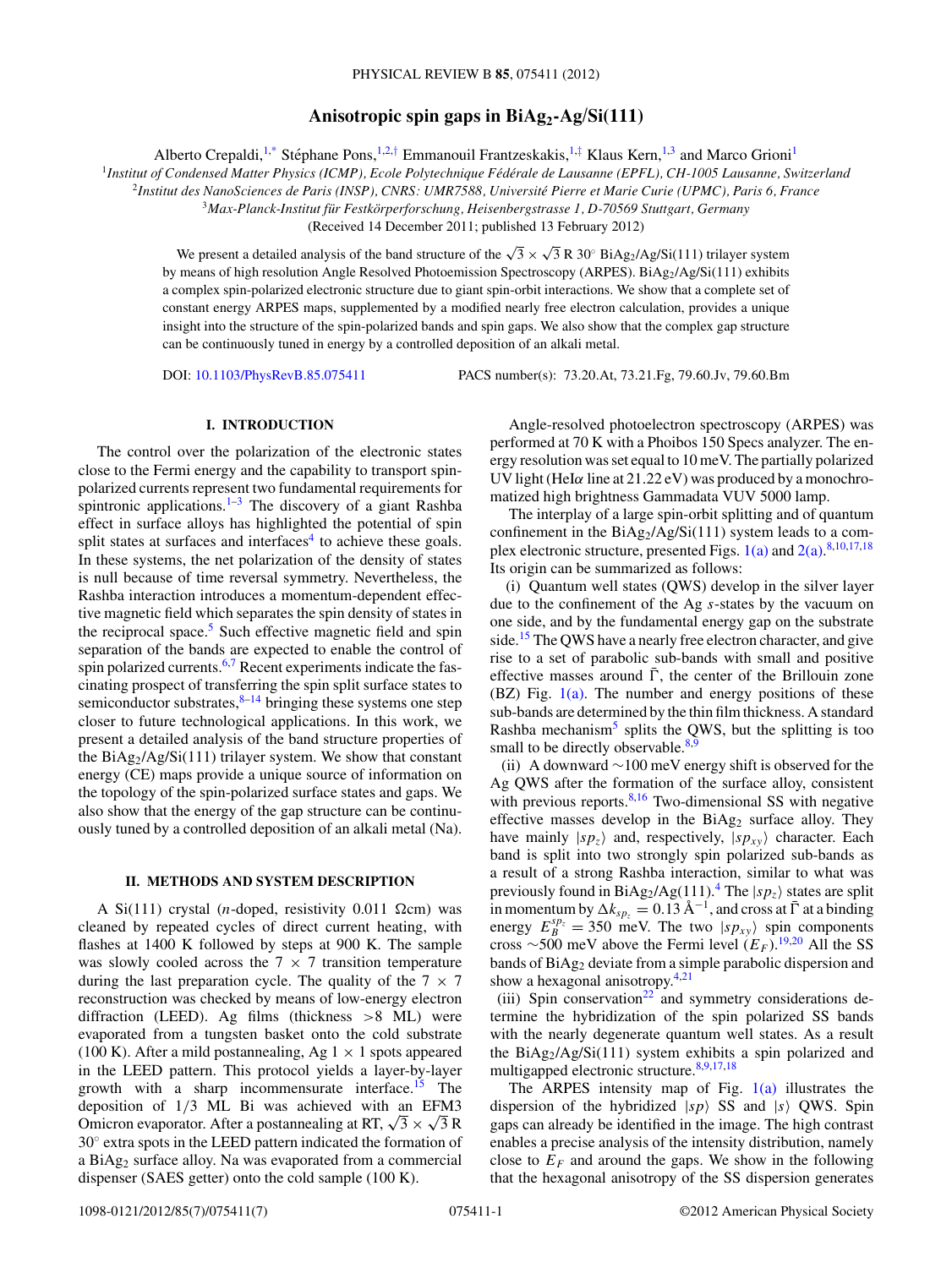# Anisotropic spin gaps in $BiAg_2$-Ag/Si(111)

Alberto Crepaldi,[1,*] Stéphane Pons,[1,2,†] Emmanouil Frantzeskakis,[1,‡] Klaus Kern,[1,3] and Marco Grioni[1]

[1]Institut of Condensed Matter Physics (ICMP), Ecole Polytechnique Fédérale de Lausanne (EPFL), CH-1005 Lausanne, Switzerland

[2]Institut des NanoSciences de Paris (INSP), CNRS: UMR7588, Université Pierre et Marie Curie (UPMC), Paris 6, France

[3]Max-Planck-Institut für Festkörperforschung, Heisenbergstrasse 1, D-70569 Stuttgart, Germany

(Received 14 December 2011; published 13 February 2012)

We present a detailed analysis of the band structure of the $\sqrt{3} \times \sqrt{3}$ R 30° $BiAg_2$/Ag/Si(111) trilayer system by means of high resolution Angle Resolved Photoemission Spectroscopy (ARPES). $BiAg_2$/Ag/Si(111) exhibits a complex spin-polarized electronic structure due to giant spin-orbit interactions. We show that a complete set of constant energy ARPES maps, supplemented by a modified nearly free electron calculation, provides a unique insight into the structure of the spin-polarized bands and spin gaps. We also show that the complex gap structure can be continuously tuned in energy by a controlled deposition of an alkali metal.

DOI: 10.1103/PhysRevB.85.075411 PACS number(s): 73.20.At, 73.21.Fg, 79.60.Jv, 79.60.Bm

## I. INTRODUCTION

The control over the polarization of the electronic states close to the Fermi energy and the capability to transport spin-polarized currents represent two fundamental requirements for spintronic applications.[1–3] The discovery of a giant Rashba effect in surface alloys has highlighted the potential of spin split states at surfaces and interfaces[4] to achieve these goals. In these systems, the net polarization of the density of states is null because of time reversal symmetry. Nevertheless, the Rashba interaction introduces a momentum-dependent effective magnetic field which separates the spin density of states in the reciprocal space.[5] Such effective magnetic field and spin separation of the bands are expected to enable the control of spin polarized currents.[6,7] Recent experiments indicate the fascinating prospect of transferring the spin split surface states to semiconductor substrates,[8–14] bringing these systems one step closer to future technological applications. In this work, we present a detailed analysis of the band structure properties of the $BiAg_2$/Ag/Si(111) trilayer system. We show that constant energy (CE) maps provide a unique source of information on the topology of the spin-polarized surface states and gaps. We also show that the energy of the gap structure can be continuously tuned by a controlled deposition of an alkali metal (Na).

## II. METHODS AND SYSTEM DESCRIPTION

A Si(111) crystal ($n$-doped, resistivity 0.011 Ωcm) was cleaned by repeated cycles of direct current heating, with flashes at 1400 K followed by steps at 900 K. The sample was slowly cooled across the 7 × 7 transition temperature during the last preparation cycle. The quality of the 7 × 7 reconstruction was checked by means of low-energy electron diffraction (LEED). Ag films (thickness >8 ML) were evaporated from a tungsten basket onto the cold substrate (100 K). After a mild postannealing, Ag 1 × 1 spots appeared in the LEED pattern. This protocol yields a layer-by-layer growth with a sharp incommensurate interface.[15] The deposition of 1/3 ML Bi was achieved with an EFM3 Omicron evaporator. After a postannealing at RT, $\sqrt{3} \times \sqrt{3}$ R 30° extra spots in the LEED pattern indicated the formation of a $BiAg_2$ surface alloy. Na was evaporated from a commercial dispenser (SAES getter) onto the cold sample (100 K).

Angle-resolved photoelectron spectroscopy (ARPES) was performed at 70 K with a Phoibos 150 Specs analyzer. The energy resolution was set equal to 10 meV. The partially polarized UV light (HeIα line at 21.22 eV) was produced by a monochromatized high brightness Gammadata VUV 5000 lamp.

The interplay of a large spin-orbit splitting and of quantum confinement in the $BiAg_2$/Ag/Si(111) system leads to a complex electronic structure, presented Figs. 1(a) and 2(a).[8,10,17,18] Its origin can be summarized as follows:

(i) Quantum well states (QWS) develop in the silver layer due to the confinement of the Ag $s$-states by the vacuum on one side, and by the fundamental energy gap on the substrate side.[15] The QWS have a nearly free electron character, and give rise to a set of parabolic sub-bands with small and positive effective masses around $\bar{\Gamma}$, the center of the Brillouin zone (BZ) Fig. 1(a). The number and energy positions of these sub-bands are determined by the thin film thickness. A standard Rashba mechanism[5] splits the QWS, but the splitting is too small to be directly observable.[8,9]

(ii) A downward ~100 meV energy shift is observed for the Ag QWS after the formation of the surface alloy, consistent with previous reports.[8,16] Two-dimensional SS with negative effective masses develop in the $BiAg_2$ surface alloy. They have mainly $|sp_z\rangle$ and, respectively, $|sp_{xy}\rangle$ character. Each band is split into two strongly spin polarized sub-bands as a result of a strong Rashba interaction, similar to what was previously found in $BiAg_2$/Ag(111).[4] The $|sp_z\rangle$ states are split in momentum by $\Delta k_{sp_z} = 0.13$ Å$^{-1}$, and cross at $\bar{\Gamma}$ at a binding energy $E_B^{sp_z} = 350$ meV. The two $|sp_{xy}\rangle$ spin components cross ~500 meV above the Fermi level ($E_F$).[19,20] All the SS bands of $BiAg_2$ deviate from a simple parabolic dispersion and show a hexagonal anisotropy.[4,21]

(iii) Spin conservation[22] and symmetry considerations determine the hybridization of the spin polarized SS bands with the nearly degenerate quantum well states. As a result the $BiAg_2$/Ag/Si(111) system exhibits a spin polarized and multigapped electronic structure.[8,9,17,18]

The ARPES intensity map of Fig. 1(a) illustrates the dispersion of the hybridized $|sp\rangle$ SS and $|s\rangle$ QWS. Spin gaps can already be identified in the image. The high contrast enables a precise analysis of the intensity distribution, namely close to $E_F$ and around the gaps. We show in the following that the hexagonal anisotropy of the SS dispersion generates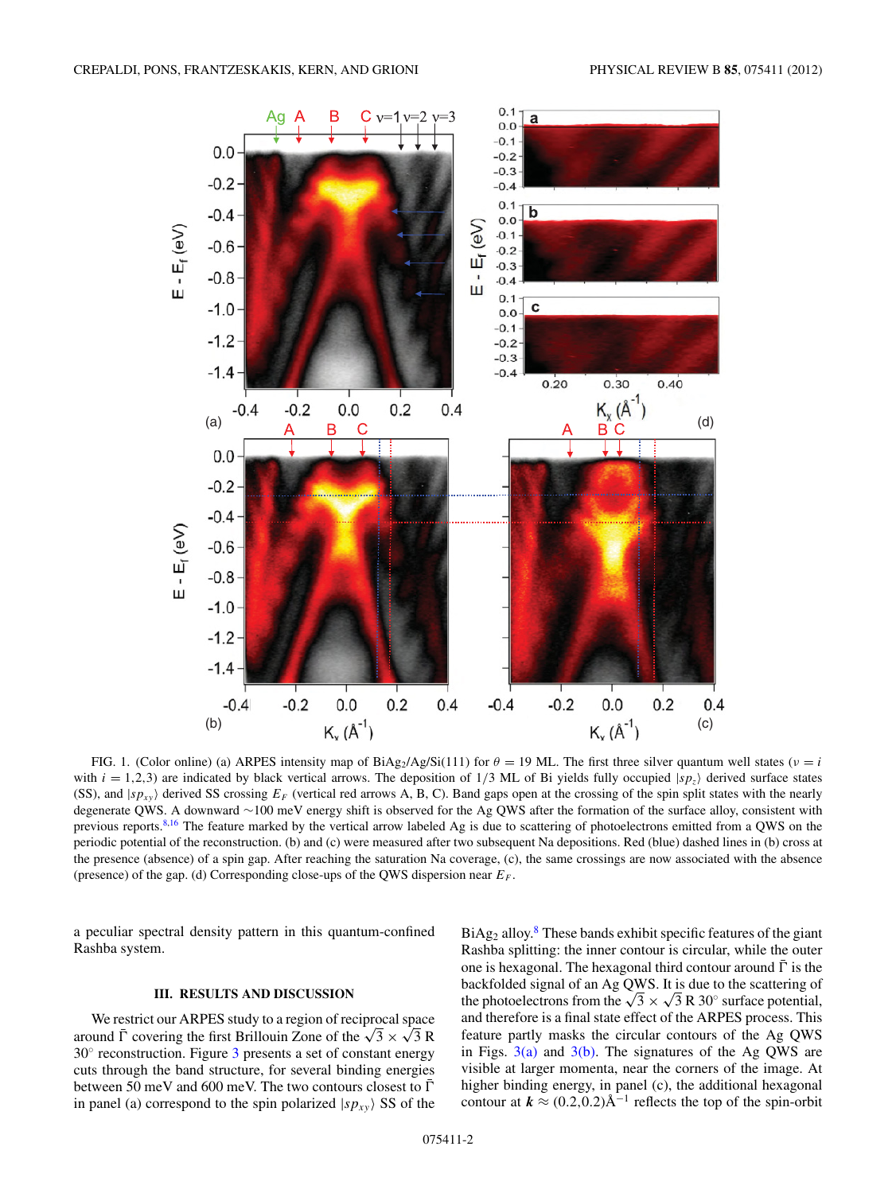FIG. 1. (Color online) (a) ARPES intensity map of $BiAg_2$/Ag/Si(111) for $\theta = 19$ ML. The first three silver quantum well states ($\nu = i$ with $i = 1,2,3$) are indicated by black vertical arrows. The deposition of 1/3 ML of Bi yields fully occupied $|sp_z\rangle$ derived surface states (SS), and $|sp_{xy}\rangle$ derived SS crossing $E_F$ (vertical red arrows A, B, C). Band gaps open at the crossing of the spin split states with the nearly degenerate QWS. A downward ~100 meV energy shift is observed for the Ag QWS after the formation of the surface alloy, consistent with previous reports.[8,16] The feature marked by the vertical arrow labeled Ag is due to scattering of photoelectrons emitted from a QWS on the periodic potential of the reconstruction. (b) and (c) were measured after two subsequent Na depositions. Red (blue) dashed lines in (b) cross at the presence (absence) of a spin gap. After reaching the saturation Na coverage, (c), the same crossings are now associated with the absence (presence) of the gap. (d) Corresponding close-ups of the QWS dispersion near $E_F$.

a peculiar spectral density pattern in this quantum-confined Rashba system.

## III. RESULTS AND DISCUSSION

We restrict our ARPES study to a region of reciprocal space around $\bar{\Gamma}$ covering the first Brillouin Zone of the $\sqrt{3} \times \sqrt{3}$ R $30^\circ$ reconstruction. Figure 3 presents a set of constant energy cuts through the band structure, for several binding energies between 50 meV and 600 meV. The two contours closest to $\bar{\Gamma}$ in panel (a) correspond to the spin polarized $|sp_{xy}\rangle$ SS of the $BiAg_2$ alloy.[8] These bands exhibit specific features of the giant Rashba splitting: the inner contour is circular, while the outer one is hexagonal. The hexagonal third contour around $\bar{\Gamma}$ is the backfolded signal of an Ag QWS. It is due to the scattering of the photoelectrons from the $\sqrt{3} \times \sqrt{3}$ R $30^\circ$ surface potential, and therefore is a final state effect of the ARPES process. This feature partly masks the circular contours of the Ag QWS in Figs. 3(a) and 3(b). The signatures of the Ag QWS are visible at larger momenta, near the corners of the image. At higher binding energy, in panel (c), the additional hexagonal contour at $\boldsymbol{k} \approx (0.2,0.2)$Å$^{-1}$ reflects the top of the spin-orbit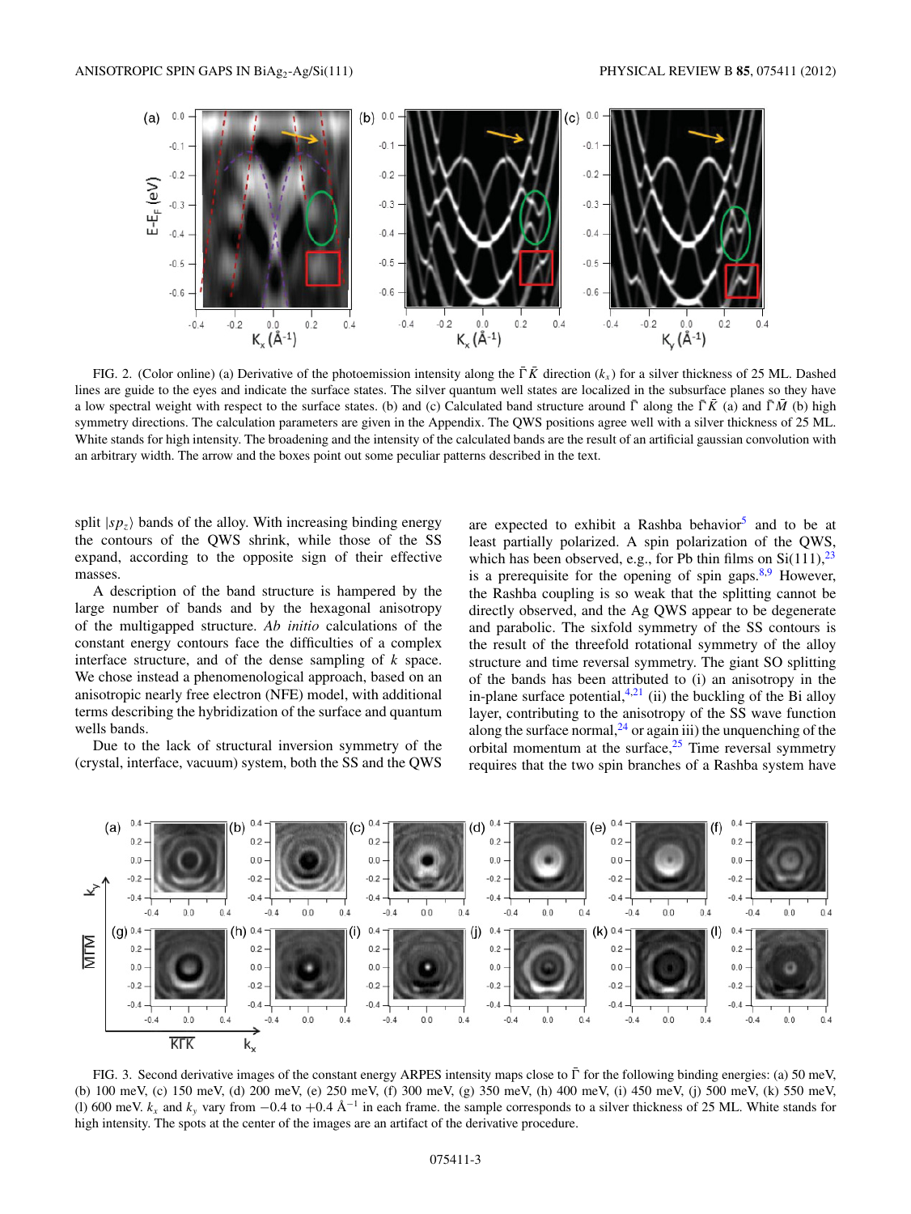FIG. 2. (Color online) (a) Derivative of the photoemission intensity along the $\bar{\Gamma}\bar{K}$ direction ($k_x$) for a silver thickness of 25 ML. Dashed lines are guide to the eyes and indicate the surface states. The silver quantum well states are localized in the subsurface planes so they have a low spectral weight with respect to the surface states. (b) and (c) Calculated band structure around $\bar{\Gamma}$ along the $\bar{\Gamma}\bar{K}$ (a) and $\bar{\Gamma}\bar{M}$ (b) high symmetry directions. The calculation parameters are given in the Appendix. The QWS positions agree well with a silver thickness of 25 ML. White stands for high intensity. The broadening and the intensity of the calculated bands are the result of an artificial gaussian convolution with an arbitrary width. The arrow and the boxes point out some peculiar patterns described in the text.

split $|sp_z\rangle$ bands of the alloy. With increasing binding energy the contours of the QWS shrink, while those of the SS expand, according to the opposite sign of their effective masses.

A description of the band structure is hampered by the large number of bands and by the hexagonal anisotropy of the multigapped structure. *Ab initio* calculations of the constant energy contours face the difficulties of a complex interface structure, and of the dense sampling of $k$ space. We chose instead a phenomenological approach, based on an anisotropic nearly free electron (NFE) model, with additional terms describing the hybridization of the surface and quantum wells bands.

Due to the lack of structural inversion symmetry of the (crystal, interface, vacuum) system, both the SS and the QWS are expected to exhibit a Rashba behavior[5] and to be at least partially polarized. A spin polarization of the QWS, which has been observed, e.g., for Pb thin films on Si(111),[23] is a prerequisite for the opening of spin gaps.[8,9] However, the Rashba coupling is so weak that the splitting cannot be directly observed, and the Ag QWS appear to be degenerate and parabolic. The sixfold symmetry of the SS contours is the result of the threefold rotational symmetry of the alloy structure and time reversal symmetry. The giant SO splitting of the bands has been attributed to (i) an anisotropy in the in-plane surface potential,[4,21] (ii) the buckling of the Bi alloy layer, contributing to the anisotropy of the SS wave function along the surface normal,[24] or again iii) the unquenching of the orbital momentum at the surface,[25] Time reversal symmetry requires that the two spin branches of a Rashba system have

FIG. 3. Second derivative images of the constant energy ARPES intensity maps close to $\bar{\Gamma}$ for the following binding energies: (a) 50 meV, (b) 100 meV, (c) 150 meV, (d) 200 meV, (e) 250 meV, (f) 300 meV, (g) 350 meV, (h) 400 meV, (i) 450 meV, (j) 500 meV, (k) 550 meV, (l) 600 meV. $k_x$ and $k_y$ vary from $-0.4$ to $+0.4$ Å$^{-1}$ in each frame. the sample corresponds to a silver thickness of 25 ML. White stands for high intensity. The spots at the center of the images are an artifact of the derivative procedure.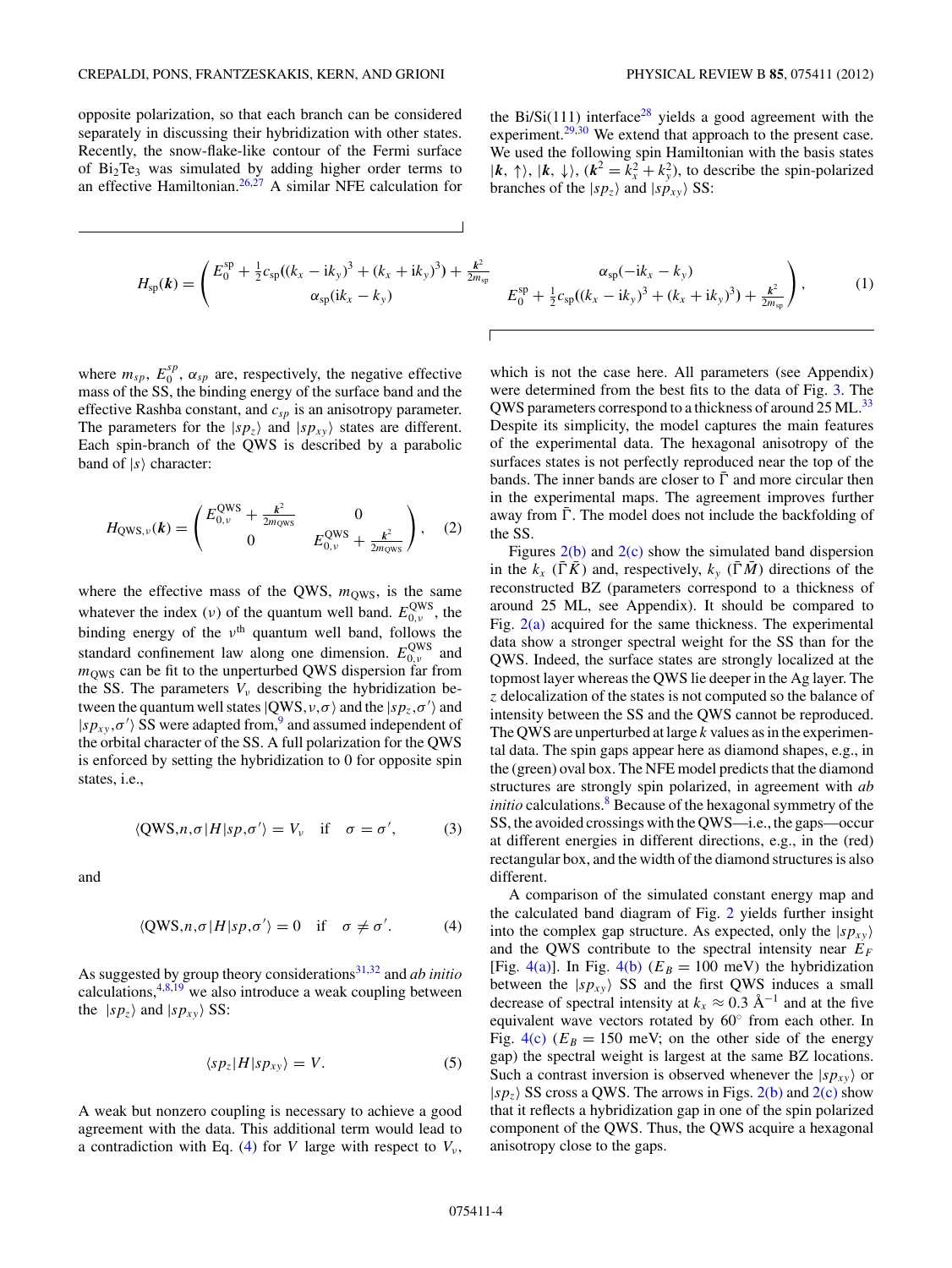opposite polarization, so that each branch can be considered separately in discussing their hybridization with other states. Recently, the snow-flake-like contour of the Fermi surface of $Bi_2Te_3$ was simulated by adding higher order terms to an effective Hamiltonian.[26,27] A similar NFE calculation for the Bi/Si(111) interface[28] yields a good agreement with the experiment.[29,30] We extend that approach to the present case. We used the following spin Hamiltonian with the basis states $|\boldsymbol{k},\uparrow\rangle$, $|\boldsymbol{k},\downarrow\rangle$, ($\boldsymbol{k}^2 = k_x^2 + k_y^2$), to describe the spin-polarized branches of the $|sp_z\rangle$ and $|sp_{xy}\rangle$ SS:

$$H_{\rm sp}(\boldsymbol{k}) = \begin{pmatrix} E_0^{\rm sp} + \frac{1}{2}c_{\rm sp}((k_x - ik_y)^3 + (k_x + ik_y)^3) + \frac{\boldsymbol{k}^2}{2m_{\rm sp}} & \alpha_{\rm sp}(-ik_x - k_y) \\ \alpha_{\rm sp}(ik_x - k_y) & E_0^{\rm sp} + \frac{1}{2}c_{\rm sp}((k_x - ik_y)^3 + (k_x + ik_y)^3) + \frac{\boldsymbol{k}^2}{2m_{\rm sp}} \end{pmatrix}, \quad (1)$$

where $m_{sp}$, $E_0^{sp}$, $\alpha_{sp}$ are, respectively, the negative effective mass of the SS, the binding energy of the surface band and the effective Rashba constant, and $c_{sp}$ is an anisotropy parameter. The parameters for the $|sp_z\rangle$ and $|sp_{xy}\rangle$ states are different. Each spin-branch of the QWS is described by a parabolic band of $|s\rangle$ character:

$$H_{{\rm QWS},\nu}(\boldsymbol{k}) = \begin{pmatrix} E_{0,\nu}^{\rm QWS} + \frac{\boldsymbol{k}^2}{2m_{\rm QWS}} & 0 \\ 0 & E_{0,\nu}^{\rm QWS} + \frac{\boldsymbol{k}^2}{2m_{\rm QWS}} \end{pmatrix}, \quad (2)$$

where the effective mass of the QWS, $m_{\rm QWS}$, is the same whatever the index ($\nu$) of the quantum well band. $E_{0,\nu}^{\rm QWS}$, the binding energy of the $\nu^{\rm th}$ quantum well band, follows the standard confinement law along one dimension. $E_{0,\nu}^{\rm QWS}$ and $m_{\rm QWS}$ can be fit to the unperturbed QWS dispersion far from the SS. The parameters $V_\nu$ describing the hybridization between the quantum well states $|{\rm QWS},\nu,\sigma\rangle$ and the $|sp_z,\sigma'\rangle$ and $|sp_{xy},\sigma'\rangle$ SS were adapted from,[9] and assumed independent of the orbital character of the SS. A full polarization for the QWS is enforced by setting the hybridization to 0 for opposite spin states, i.e.,

$$\langle {\rm QWS},n,\sigma|H|sp,\sigma'\rangle = V_\nu \quad \text{if} \quad \sigma = \sigma', \quad (3)$$

and

$$\langle {\rm QWS},n,\sigma|H|sp,\sigma'\rangle = 0 \quad \text{if} \quad \sigma \neq \sigma'. \quad (4)$$

As suggested by group theory considerations[31,32] and *ab initio* calculations,[4,8,19] we also introduce a weak coupling between the $|sp_z\rangle$ and $|sp_{xy}\rangle$ SS:

$$\langle sp_z|H|sp_{xy}\rangle = V. \quad (5)$$

A weak but nonzero coupling is necessary to achieve a good agreement with the data. This additional term would lead to a contradiction with Eq. (4) for $V$ large with respect to $V_\nu$, which is not the case here. All parameters (see Appendix) were determined from the best fits to the data of Fig. 3. The QWS parameters correspond to a thickness of around 25 ML.[33] Despite its simplicity, the model captures the main features of the experimental data. The hexagonal anisotropy of the surfaces states is not perfectly reproduced near the top of the bands. The inner bands are closer to $\bar{\Gamma}$ and more circular then in the experimental maps. The agreement improves further away from $\bar{\Gamma}$. The model does not include the backfolding of the SS.

Figures 2(b) and 2(c) show the simulated band dispersion in the $k_x$ ($\bar{\Gamma}\bar{K}$) and, respectively, $k_y$ ($\bar{\Gamma}\bar{M}$) directions of the reconstructed BZ (parameters correspond to a thickness of around 25 ML, see Appendix). It should be compared to Fig. 2(a) acquired for the same thickness. The experimental data show a stronger spectral weight for the SS than for the QWS. Indeed, the surface states are strongly localized at the topmost layer whereas the QWS lie deeper in the Ag layer. The $z$ delocalization of the states is not computed so the balance of intensity between the SS and the QWS cannot be reproduced. The QWS are unperturbed at large $k$ values as in the experimental data. The spin gaps appear here as diamond shapes, e.g., in the (green) oval box. The NFE model predicts that the diamond structures are strongly spin polarized, in agreement with *ab initio* calculations.[8] Because of the hexagonal symmetry of the SS, the avoided crossings with the QWS—i.e., the gaps—occur at different energies in different directions, e.g., in the (red) rectangular box, and the width of the diamond structures is also different.

A comparison of the simulated constant energy map and the calculated band diagram of Fig. 2 yields further insight into the complex gap structure. As expected, only the $|sp_{xy}\rangle$ and the QWS contribute to the spectral intensity near $E_F$ [Fig. 4(a)]. In Fig. 4(b) ($E_B = 100$ meV) the hybridization between the $|sp_{xy}\rangle$ SS and the first QWS induces a small decrease of spectral intensity at $k_x \approx 0.3$ Å$^{-1}$ and at the five equivalent wave vectors rotated by 60° from each other. In Fig. 4(c) ($E_B = 150$ meV; on the other side of the energy gap) the spectral weight is largest at the same BZ locations. Such a contrast inversion is observed whenever the $|sp_{xy}\rangle$ or $|sp_z\rangle$ SS cross a QWS. The arrows in Figs. 2(b) and 2(c) show that it reflects a hybridization gap in one of the spin polarized component of the QWS. Thus, the QWS acquire a hexagonal anisotropy close to the gaps.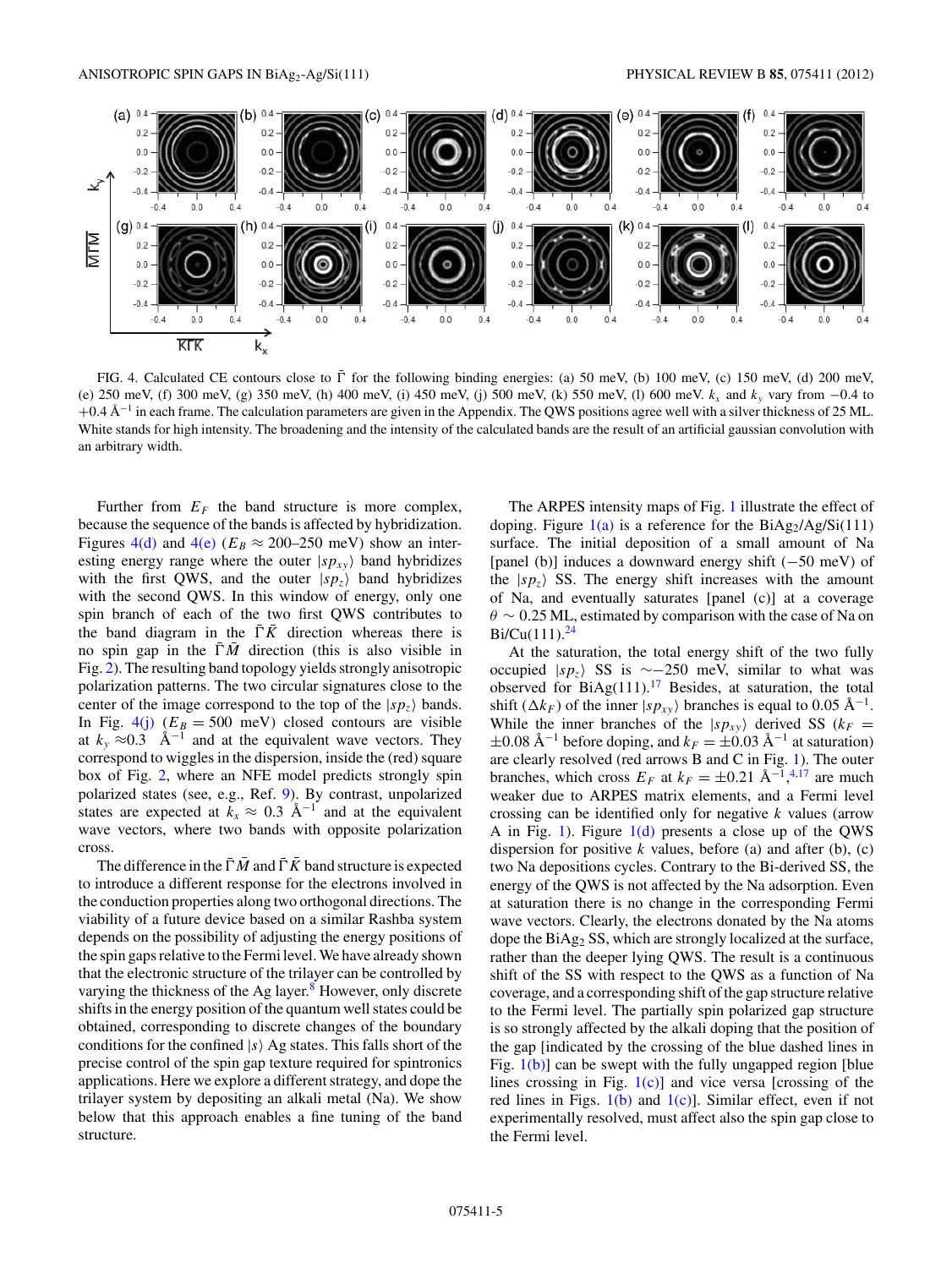FIG. 4. Calculated CE contours close to $\bar{\Gamma}$ for the following binding energies: (a) 50 meV, (b) 100 meV, (c) 150 meV, (d) 200 meV, (e) 250 meV, (f) 300 meV, (g) 350 meV, (h) 400 meV, (i) 450 meV, (j) 500 meV, (k) 550 meV, (l) 600 meV. $k_x$ and $k_y$ vary from $-0.4$ to $+0.4$ Å$^{-1}$ in each frame. The calculation parameters are given in the Appendix. The QWS positions agree well with a silver thickness of 25 ML. White stands for high intensity. The broadening and the intensity of the calculated bands are the result of an artificial gaussian convolution with an arbitrary width.

Further from $E_F$ the band structure is more complex, because the sequence of the bands is affected by hybridization. Figures 4(d) and 4(e) ($E_B \approx$ 200–250 meV) show an interesting energy range where the outer $|sp_{xy}\rangle$ band hybridizes with the first QWS, and the outer $|sp_z\rangle$ band hybridizes with the second QWS. In this window of energy, only one spin branch of each of the two first QWS contributes to the band diagram in the $\bar{\Gamma}\bar{K}$ direction whereas there is no spin gap in the $\bar{\Gamma}\bar{M}$ direction (this is also visible in Fig. 2). The resulting band topology yields strongly anisotropic polarization patterns. The two circular signatures close to the center of the image correspond to the top of the $|sp_z\rangle$ bands. In Fig. 4(j) ($E_B = 500$ meV) closed contours are visible at $k_y \approx 0.3$ Å$^{-1}$ and at the equivalent wave vectors. They correspond to wiggles in the dispersion, inside the (red) square box of Fig. 2, where an NFE model predicts strongly spin polarized states (see, e.g., Ref. 9). By contrast, unpolarized states are expected at $k_x \approx 0.3$ Å$^{-1}$ and at the equivalent wave vectors, where two bands with opposite polarization cross.

The difference in the $\bar{\Gamma}\bar{M}$ and $\bar{\Gamma}\bar{K}$ band structure is expected to introduce a different response for the electrons involved in the conduction properties along two orthogonal directions. The viability of a future device based on a similar Rashba system depends on the possibility of adjusting the energy positions of the spin gaps relative to the Fermi level. We have already shown that the electronic structure of the trilayer can be controlled by varying the thickness of the Ag layer.[8] However, only discrete shifts in the energy position of the quantum well states could be obtained, corresponding to discrete changes of the boundary conditions for the confined $|s\rangle$ Ag states. This falls short of the precise control of the spin gap texture required for spintronics applications. Here we explore a different strategy, and dope the trilayer system by depositing an alkali metal (Na). We show below that this approach enables a fine tuning of the band structure.

The ARPES intensity maps of Fig. 1 illustrate the effect of doping. Figure 1(a) is a reference for the $BiAg_2$/Ag/Si(111) surface. The initial deposition of a small amount of Na [panel (b)] induces a downward energy shift ($-50$ meV) of the $|sp_z\rangle$ SS. The energy shift increases with the amount of Na, and eventually saturates [panel (c)] at a coverage $\theta \sim 0.25$ ML, estimated by comparison with the case of Na on Bi/Cu(111).[24]

At the saturation, the total energy shift of the two fully occupied $|sp_z\rangle$ SS is $\sim\!-250$ meV, similar to what was observed for $BiAg(111)$.[17] Besides, at saturation, the total shift ($\Delta k_F$) of the inner $|sp_{xy}\rangle$ branches is equal to 0.05 Å$^{-1}$. While the inner branches of the $|sp_{xy}\rangle$ derived SS ($k_F = \pm 0.08$ Å$^{-1}$ before doping, and $k_F = \pm 0.03$ Å$^{-1}$ at saturation) are clearly resolved (red arrows B and C in Fig. 1). The outer branches, which cross $E_F$ at $k_F = \pm 0.21$ Å$^{-1}$,[4,17] are much weaker due to ARPES matrix elements, and a Fermi level crossing can be identified only for negative $k$ values (arrow A in Fig. 1). Figure 1(d) presents a close up of the QWS dispersion for positive $k$ values, before (a) and after (b), (c) two Na depositions cycles. Contrary to the Bi-derived SS, the energy of the QWS is not affected by the Na adsorption. Even at saturation there is no change in the corresponding Fermi wave vectors. Clearly, the electrons donated by the Na atoms dope the $BiAg_2$ SS, which are strongly localized at the surface, rather than the deeper lying QWS. The result is a continuous shift of the SS with respect to the QWS as a function of Na coverage, and a corresponding shift of the gap structure relative to the Fermi level. The partially spin polarized gap structure is so strongly affected by the alkali doping that the position of the gap [indicated by the crossing of the blue dashed lines in Fig. 1(b)] can be swept with the fully ungapped region [blue lines crossing in Fig. 1(c)] and vice versa [crossing of the red lines in Figs. 1(b) and 1(c)]. Similar effect, even if not experimentally resolved, must affect also the spin gap close to the Fermi level.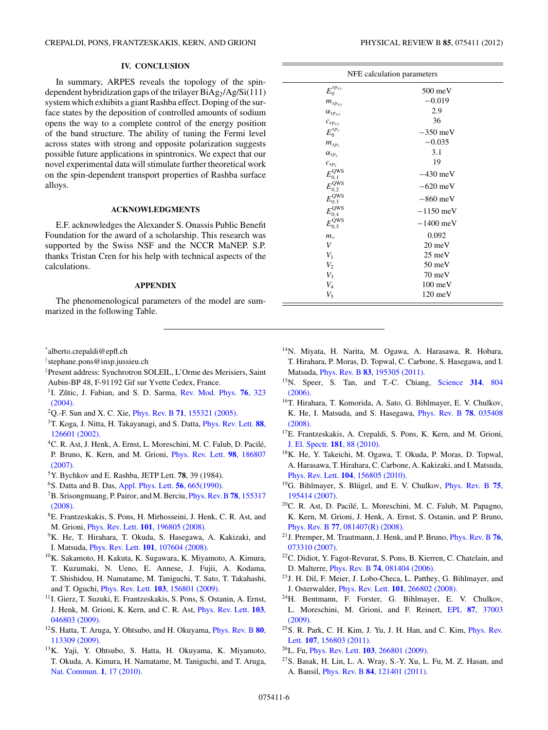## IV. CONCLUSION

In summary, ARPES reveals the topology of the spin-dependent hybridization gaps of the trilayer $BiAg_2$/Ag/Si(111) system which exhibits a giant Rashba effect. Doping of the surface states by the deposition of controlled amounts of sodium opens the way to a complete control of the energy position of the band structure. The ability of tuning the Fermi level across states with strong and opposite polarization suggests possible future applications in spintronics. We expect that our novel experimental data will stimulate further theoretical work on the spin-dependent transport properties of Rashba surface alloys.

## ACKNOWLEDGMENTS

E.F. acknowledges the Alexander S. Onassis Public Benefit Foundation for the award of a scholarship. This research was supported by the Swiss NSF and the NCCR MaNEP. S.P. thanks Tristan Cren for his help with technical aspects of the calculations.

## APPENDIX

The phenomenological parameters of the model are summarized in the following Table.

| NFE calculation parameters | |
|---|---|
| $E_0^{sp_{xy}}$ | 500 meV |
| $m_{sp_{xy}}$ | −0.019 |
| $\alpha_{sp_{xy}}$ | 2.9 |
| $c_{sp_{xy}}$ | 36 |
| $E_0^{sp_z}$ | −350 meV |
| $m_{sp_z}$ | −0.035 |
| $\alpha_{sp_z}$ | 3.1 |
| $c_{sp_z}$ | 19 |
| $E_{0,1}^{\text{QWS}}$ | −430 meV |
| $E_{0,2}^{\text{QWS}}$ | −620 meV |
| $E_{0,3}^{\text{QWS}}$ | −860 meV |
| $E_{0,4}^{\text{QWS}}$ | −1150 meV |
| $E_{0,5}^{\text{QWS}}$ | −1400 meV |
| $m_v$ | 0.092 |
| $V$ | 20 meV |
| $V_1$ | 25 meV |
| $V_2$ | 50 meV |
| $V_3$ | 70 meV |
| $V_4$ | 100 meV |
| $V_5$ | 120 meV |

---

[*] alberto.crepaldi@epfl.ch

[†] stephane.pons@insp.jussieu.ch

[‡] Present address: Synchrotron SOLEIL, L'Orme des Merisiers, Saint Aubin-BP 48, F-91192 Gif sur Yvette Cedex, France.

[1] I. Žutić, J. Fabian, and S. D. Sarma, Rev. Mod. Phys. **76**, 323 (2004).

[2] Q.-F. Sun and X. C. Xie, Phys. Rev. B **71**, 155321 (2005).

[3] T. Koga, J. Nitta, H. Takayanagi, and S. Datta, Phys. Rev. Lett. **88**, 126601 (2002).

[4] C. R. Ast, J. Henk, A. Ernst, L. Moreschini, M. C. Falub, D. Pacilé, P. Bruno, K. Kern, and M. Grioni, Phys. Rev. Lett. **98**, 186807 (2007).

[5] Y. Bychkov and E. Rashba, JETP Lett. **78**, 39 (1984).

[6] S. Datta and B. Das, Appl. Phys. Lett. **56**, 665(1990).

[7] B. Srisongmuang, P. Pairor, and M. Berciu, Phys. Rev. B **78**, 155317 (2008).

[8] E. Frantzeskakis, S. Pons, H. Mirhosseini, J. Henk, C. R. Ast, and M. Grioni, Phys. Rev. Lett. **101**, 196805 (2008).

[9] K. He, T. Hirahara, T. Okuda, S. Hasegawa, A. Kakizaki, and I. Matsuda, Phys. Rev. Lett. **101**, 107604 (2008).

[10] K. Sakamoto, H. Kakuta, K. Sugawara, K. Miyamoto, A. Kimura, T. Kuzumaki, N. Ueno, E. Annese, J. Fujii, A. Kodama, T. Shishidou, H. Namatame, M. Taniguchi, T. Sato, T. Takahashi, and T. Oguchi, Phys. Rev. Lett. **103**, 156801 (2009).

[11] I. Gierz, T. Suzuki, E. Frantzeskakis, S. Pons, S. Ostanin, A. Ernst, J. Henk, M. Grioni, K. Kern, and C. R. Ast, Phys. Rev. Lett. **103**, 046803 (2009).

[12] S. Hatta, T. Aruga, Y. Ohtsubo, and H. Okuyama, Phys. Rev. B **80**, 113309 (2009).

[13] K. Yaji, Y. Ohtsubo, S. Hatta, H. Okuyama, K. Miyamoto, T. Okuda, A. Kimura, H. Namatame, M. Taniguchi, and T. Aruga, Nat. Commun. **1**, 17 (2010).

[14] N. Miyata, H. Narita, M. Ogawa, A. Harasawa, R. Hobara, T. Hirahara, P. Moras, D. Topwal, C. Carbone, S. Hasegawa, and I. Matsuda, Phys. Rev. B **83**, 195305 (2011).

[15] N. Speer, S. Tan, and T.-C. Chiang, Science **314**, 804 (2006).

[16] T. Hirahara, T. Komorida, A. Sato, G. Bihlmayer, E. V. Chulkov, K. He, I. Matsuda, and S. Hasegawa, Phys. Rev. B **78**, 035408 (2008).

[17] E. Frantzeskakis, A. Crepaldi, S. Pons, K. Kern, and M. Grioni, J. El. Spectr. **181**, 88 (2010).

[18] K. He, Y. Takeichi, M. Ogawa, T. Okuda, P. Moras, D. Topwal, A. Harasawa, T. Hirahara, C. Carbone, A. Kakizaki, and I. Matsuda, Phys. Rev. Lett. **104**, 156805 (2010).

[19] G. Bihlmayer, S. Blügel, and E. V. Chulkov, Phys. Rev. B **75**, 195414 (2007).

[20] C. R. Ast, D. Pacilé, L. Moreschini, M. C. Falub, M. Papagno, K. Kern, M. Grioni, J. Henk, A. Ernst, S. Ostanin, and P. Bruno, Phys. Rev. B **77**, 081407(R) (2008).

[21] J. Premper, M. Trautmann, J. Henk, and P. Bruno, Phys. Rev. B **76**, 073310 (2007).

[22] C. Didiot, Y. Fagot-Revurat, S. Pons, B. Kierren, C. Chatelain, and D. Malterre, Phys. Rev. B **74**, 081404 (2006).

[23] J. H. Dil, F. Meier, J. Lobo-Checa, L. Patthey, G. Bihlmayer, and J. Osterwalder, Phys. Rev. Lett. **101**, 266802 (2008).

[24] H. Bentmann, F. Forster, G. Bihlmayer, E. V. Chulkov, L. Moreschini, M. Grioni, and F. Reinert, EPL **87**, 37003 (2009).

[25] S. R. Park, C. H. Kim, J. Yu, J. H. Han, and C. Kim, Phys. Rev. Lett. **107**, 156803 (2011).

[26] L. Fu, Phys. Rev. Lett. **103**, 266801 (2009).

[27] S. Basak, H. Lin, L. A. Wray, S.-Y. Xu, L. Fu, M. Z. Hasan, and A. Bansil, Phys. Rev. B **84**, 121401 (2011).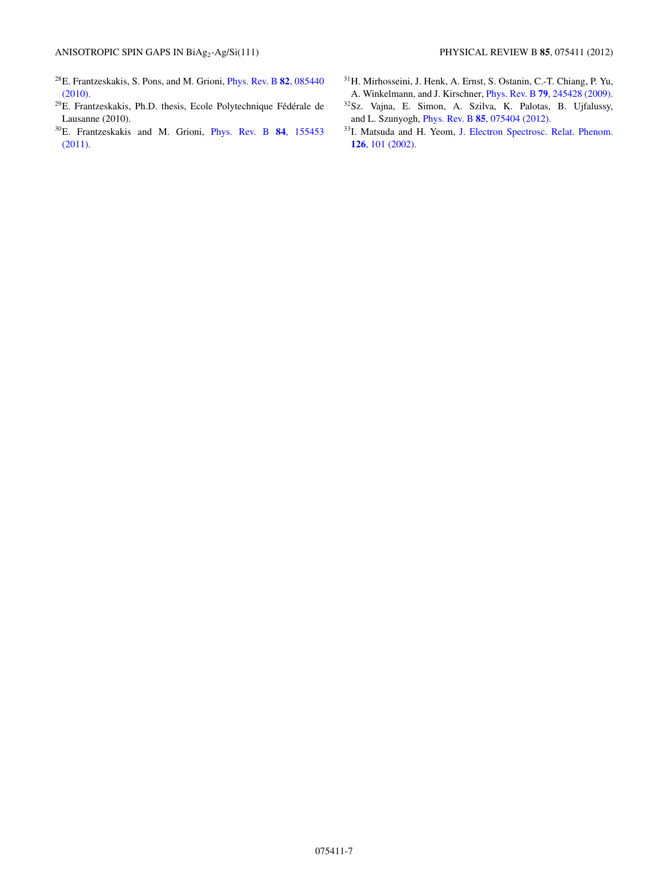[28] E. Frantzeskakis, S. Pons, and M. Grioni, Phys. Rev. B **82**, 085440 (2010).

[29] E. Frantzeskakis, Ph.D. thesis, Ecole Polytechnique Fédérale de Lausanne (2010).

[30] E. Frantzeskakis and M. Grioni, Phys. Rev. B **84**, 155453 (2011).

[31] H. Mirhosseini, J. Henk, A. Ernst, S. Ostanin, C.-T. Chiang, P. Yu, A. Winkelmann, and J. Kirschner, Phys. Rev. B **79**, 245428 (2009).

[32] Sz. Vajna, E. Simon, A. Szilva, K. Palotas, B. Ujfalussy, and L. Szunyogh, Phys. Rev. B **85**, 075404 (2012).

[33] I. Matsuda and H. Yeom, J. Electron Spectrosc. Relat. Phenom. **126**, 101 (2002).